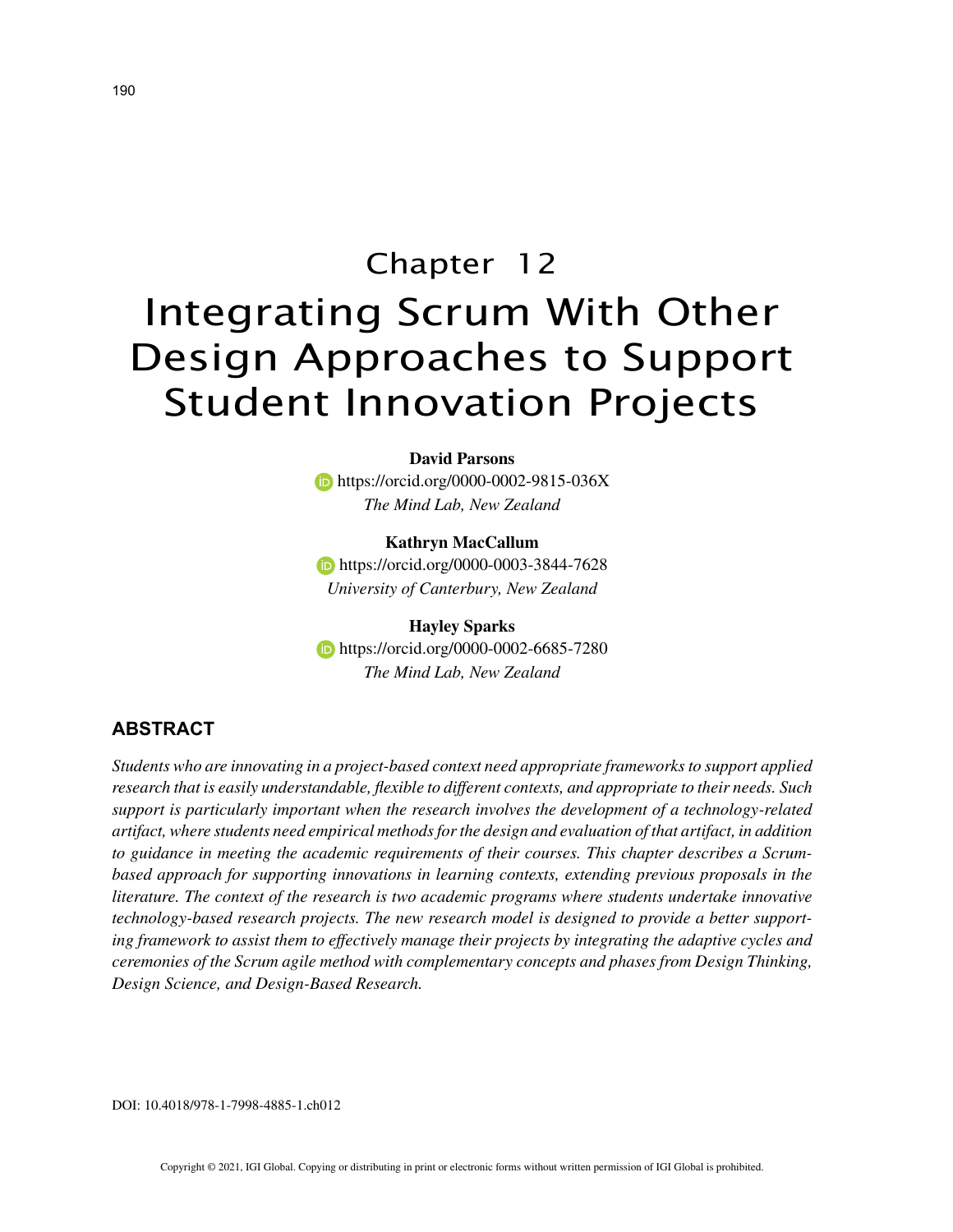# Chapter 12
# Integrating Scrum With Other Design Approaches to Support Student Innovation Projects

**David Parsons**
https://orcid.org/0000-0002-9815-036X
*The Mind Lab, New Zealand*

**Kathryn MacCallum**
https://orcid.org/0000-0003-3844-7628
*University of Canterbury, New Zealand*

**Hayley Sparks**
https://orcid.org/0000-0002-6685-7280
*The Mind Lab, New Zealand*

## ABSTRACT

*Students who are innovating in a project-based context need appropriate frameworks to support applied research that is easily understandable, flexible to different contexts, and appropriate to their needs. Such support is particularly important when the research involves the development of a technology-related artifact, where students need empirical methods for the design and evaluation of that artifact, in addition to guidance in meeting the academic requirements of their courses. This chapter describes a Scrum-based approach for supporting innovations in learning contexts, extending previous proposals in the literature. The context of the research is two academic programs where students undertake innovative technology-based research projects. The new research model is designed to provide a better supporting framework to assist them to effectively manage their projects by integrating the adaptive cycles and ceremonies of the Scrum agile method with complementary concepts and phases from Design Thinking, Design Science, and Design-Based Research.*

DOI: 10.4018/978-1-7998-4885-1.ch012

Copyright © 2021, IGI Global. Copying or distributing in print or electronic forms without written permission of IGI Global is prohibited.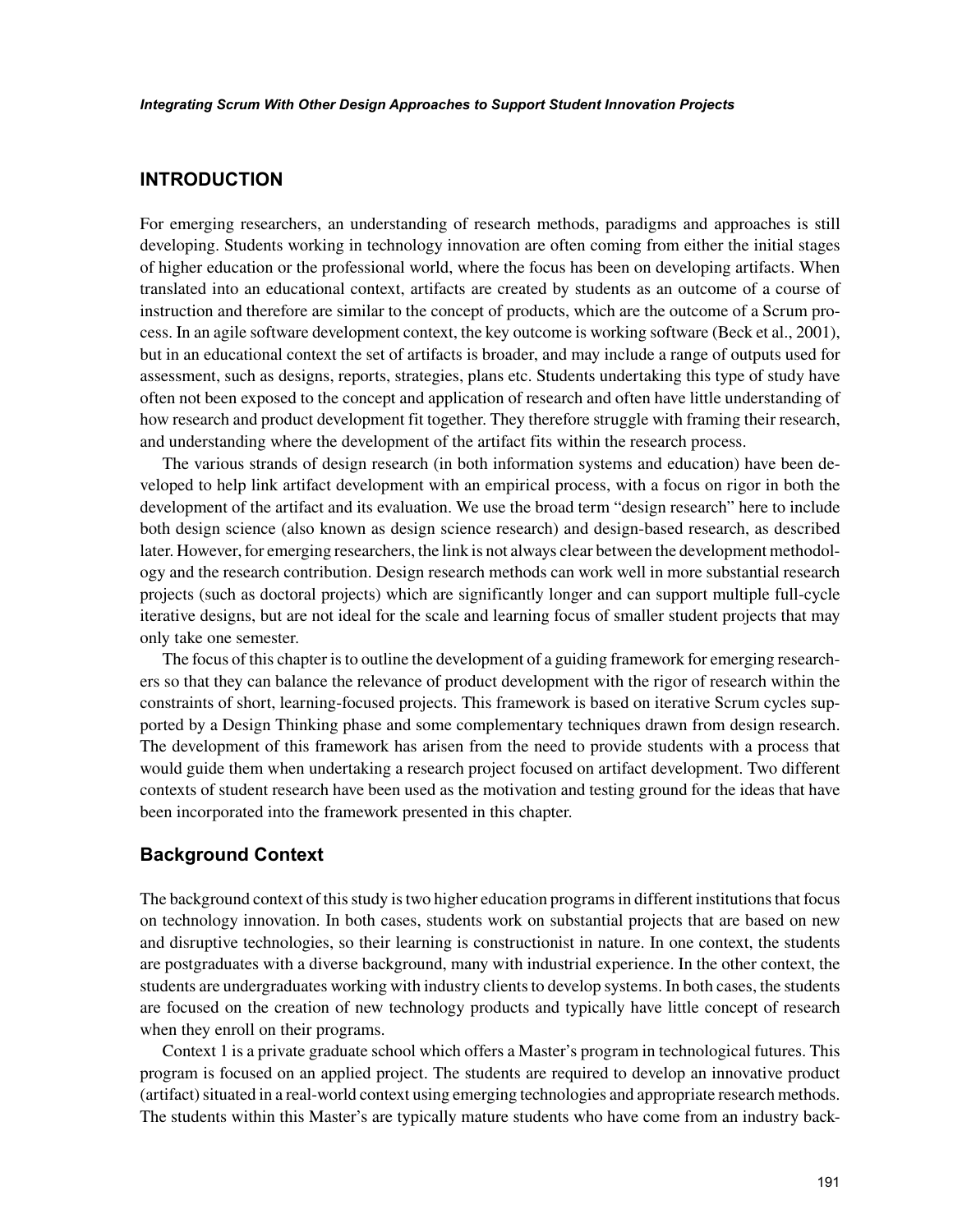## INTRODUCTION

For emerging researchers, an understanding of research methods, paradigms and approaches is still developing. Students working in technology innovation are often coming from either the initial stages of higher education or the professional world, where the focus has been on developing artifacts. When translated into an educational context, artifacts are created by students as an outcome of a course of instruction and therefore are similar to the concept of products, which are the outcome of a Scrum process. In an agile software development context, the key outcome is working software (Beck et al., 2001), but in an educational context the set of artifacts is broader, and may include a range of outputs used for assessment, such as designs, reports, strategies, plans etc. Students undertaking this type of study have often not been exposed to the concept and application of research and often have little understanding of how research and product development fit together. They therefore struggle with framing their research, and understanding where the development of the artifact fits within the research process.

The various strands of design research (in both information systems and education) have been developed to help link artifact development with an empirical process, with a focus on rigor in both the development of the artifact and its evaluation. We use the broad term "design research" here to include both design science (also known as design science research) and design-based research, as described later. However, for emerging researchers, the link is not always clear between the development methodology and the research contribution. Design research methods can work well in more substantial research projects (such as doctoral projects) which are significantly longer and can support multiple full-cycle iterative designs, but are not ideal for the scale and learning focus of smaller student projects that may only take one semester.

The focus of this chapter is to outline the development of a guiding framework for emerging researchers so that they can balance the relevance of product development with the rigor of research within the constraints of short, learning-focused projects. This framework is based on iterative Scrum cycles supported by a Design Thinking phase and some complementary techniques drawn from design research. The development of this framework has arisen from the need to provide students with a process that would guide them when undertaking a research project focused on artifact development. Two different contexts of student research have been used as the motivation and testing ground for the ideas that have been incorporated into the framework presented in this chapter.

### Background Context

The background context of this study is two higher education programs in different institutions that focus on technology innovation. In both cases, students work on substantial projects that are based on new and disruptive technologies, so their learning is constructionist in nature. In one context, the students are postgraduates with a diverse background, many with industrial experience. In the other context, the students are undergraduates working with industry clients to develop systems. In both cases, the students are focused on the creation of new technology products and typically have little concept of research when they enroll on their programs.

Context 1 is a private graduate school which offers a Master's program in technological futures. This program is focused on an applied project. The students are required to develop an innovative product (artifact) situated in a real-world context using emerging technologies and appropriate research methods. The students within this Master's are typically mature students who have come from an industry back-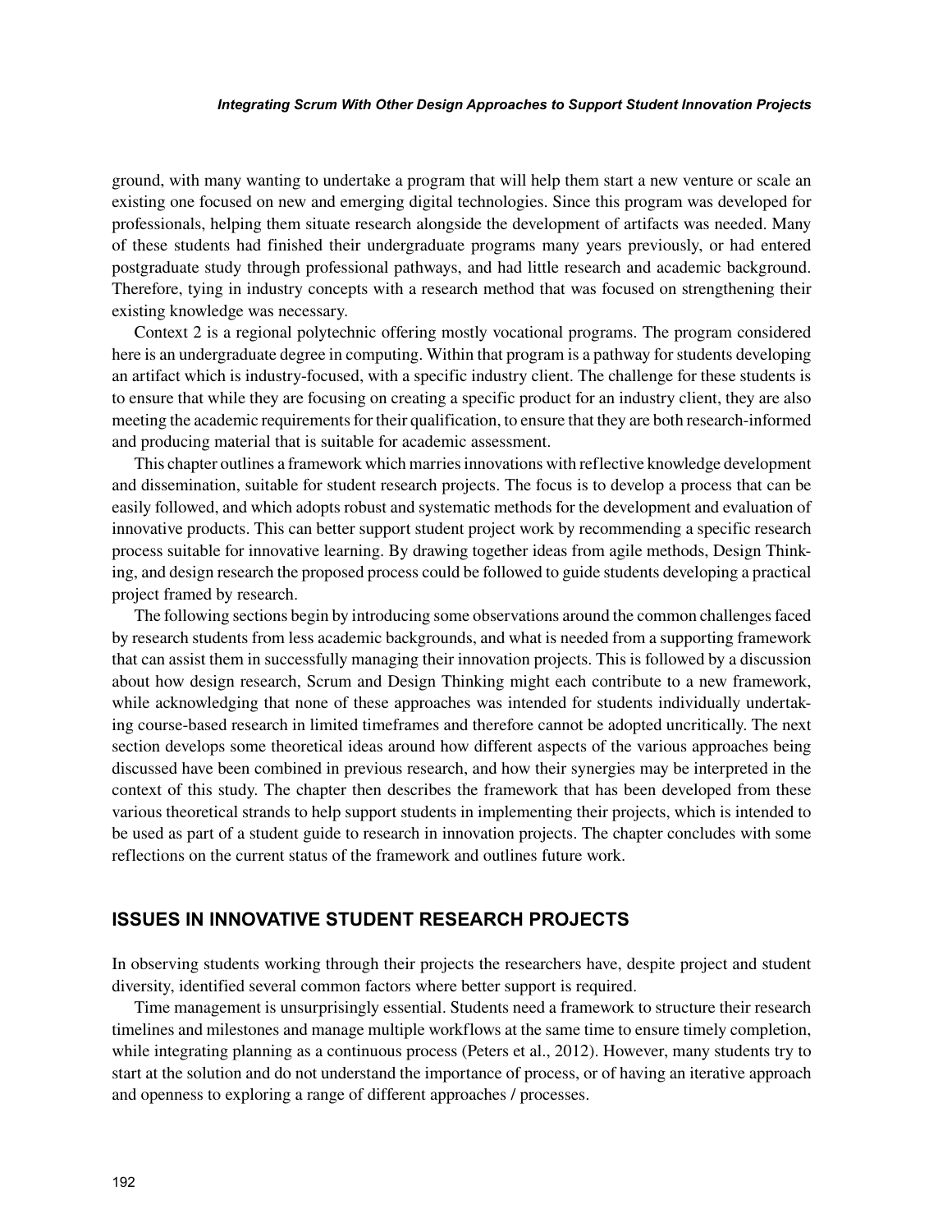ground, with many wanting to undertake a program that will help them start a new venture or scale an existing one focused on new and emerging digital technologies. Since this program was developed for professionals, helping them situate research alongside the development of artifacts was needed. Many of these students had finished their undergraduate programs many years previously, or had entered postgraduate study through professional pathways, and had little research and academic background. Therefore, tying in industry concepts with a research method that was focused on strengthening their existing knowledge was necessary.

Context 2 is a regional polytechnic offering mostly vocational programs. The program considered here is an undergraduate degree in computing. Within that program is a pathway for students developing an artifact which is industry-focused, with a specific industry client. The challenge for these students is to ensure that while they are focusing on creating a specific product for an industry client, they are also meeting the academic requirements for their qualification, to ensure that they are both research-informed and producing material that is suitable for academic assessment.

This chapter outlines a framework which marries innovations with reflective knowledge development and dissemination, suitable for student research projects. The focus is to develop a process that can be easily followed, and which adopts robust and systematic methods for the development and evaluation of innovative products. This can better support student project work by recommending a specific research process suitable for innovative learning. By drawing together ideas from agile methods, Design Thinking, and design research the proposed process could be followed to guide students developing a practical project framed by research.

The following sections begin by introducing some observations around the common challenges faced by research students from less academic backgrounds, and what is needed from a supporting framework that can assist them in successfully managing their innovation projects. This is followed by a discussion about how design research, Scrum and Design Thinking might each contribute to a new framework, while acknowledging that none of these approaches was intended for students individually undertaking course-based research in limited timeframes and therefore cannot be adopted uncritically. The next section develops some theoretical ideas around how different aspects of the various approaches being discussed have been combined in previous research, and how their synergies may be interpreted in the context of this study. The chapter then describes the framework that has been developed from these various theoretical strands to help support students in implementing their projects, which is intended to be used as part of a student guide to research in innovation projects. The chapter concludes with some reflections on the current status of the framework and outlines future work.

## ISSUES IN INNOVATIVE STUDENT RESEARCH PROJECTS

In observing students working through their projects the researchers have, despite project and student diversity, identified several common factors where better support is required.

Time management is unsurprisingly essential. Students need a framework to structure their research timelines and milestones and manage multiple workflows at the same time to ensure timely completion, while integrating planning as a continuous process (Peters et al., 2012). However, many students try to start at the solution and do not understand the importance of process, or of having an iterative approach and openness to exploring a range of different approaches / processes.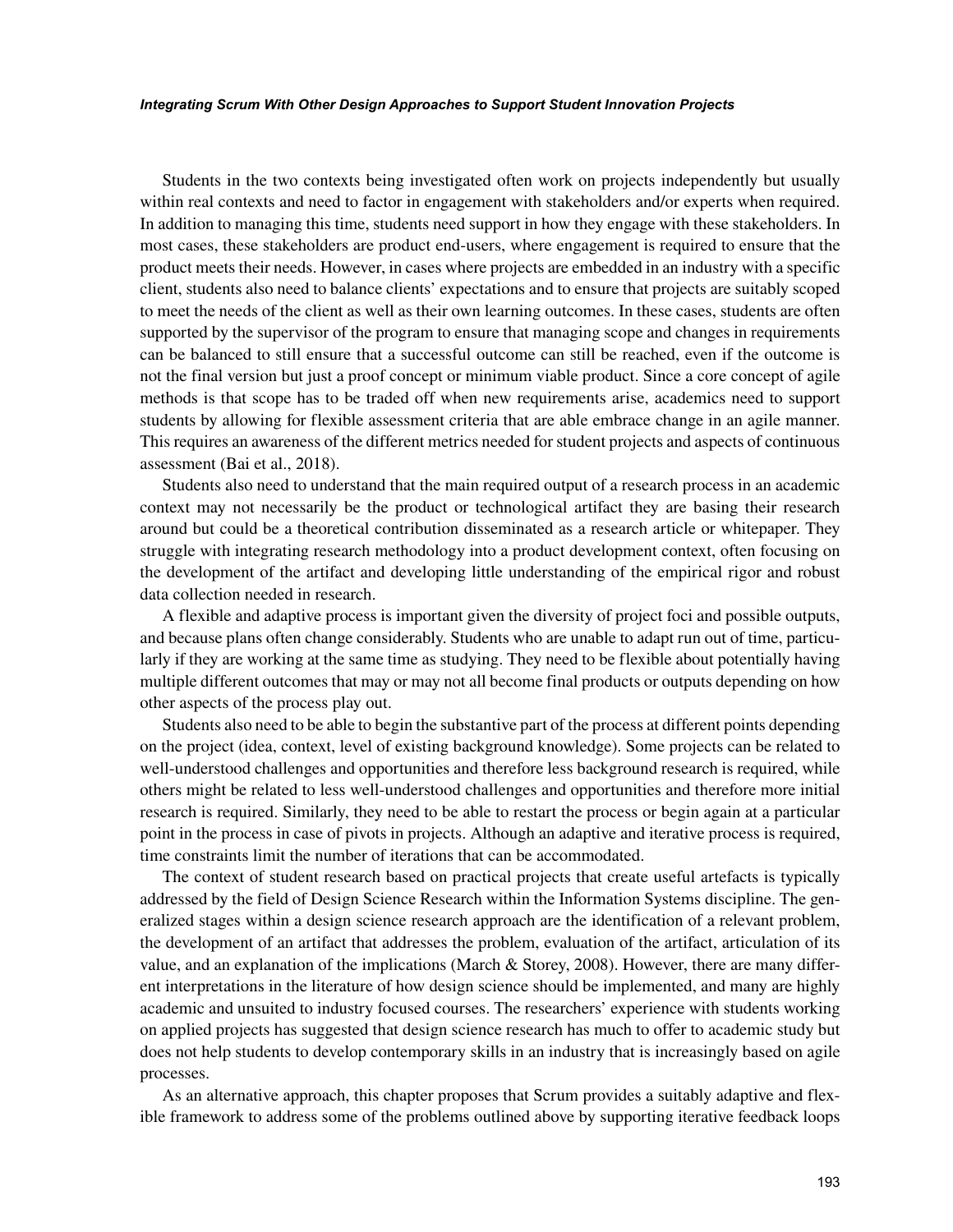Students in the two contexts being investigated often work on projects independently but usually within real contexts and need to factor in engagement with stakeholders and/or experts when required. In addition to managing this time, students need support in how they engage with these stakeholders. In most cases, these stakeholders are product end-users, where engagement is required to ensure that the product meets their needs. However, in cases where projects are embedded in an industry with a specific client, students also need to balance clients' expectations and to ensure that projects are suitably scoped to meet the needs of the client as well as their own learning outcomes. In these cases, students are often supported by the supervisor of the program to ensure that managing scope and changes in requirements can be balanced to still ensure that a successful outcome can still be reached, even if the outcome is not the final version but just a proof concept or minimum viable product. Since a core concept of agile methods is that scope has to be traded off when new requirements arise, academics need to support students by allowing for flexible assessment criteria that are able embrace change in an agile manner. This requires an awareness of the different metrics needed for student projects and aspects of continuous assessment (Bai et al., 2018).

Students also need to understand that the main required output of a research process in an academic context may not necessarily be the product or technological artifact they are basing their research around but could be a theoretical contribution disseminated as a research article or whitepaper. They struggle with integrating research methodology into a product development context, often focusing on the development of the artifact and developing little understanding of the empirical rigor and robust data collection needed in research.

A flexible and adaptive process is important given the diversity of project foci and possible outputs, and because plans often change considerably. Students who are unable to adapt run out of time, particularly if they are working at the same time as studying. They need to be flexible about potentially having multiple different outcomes that may or may not all become final products or outputs depending on how other aspects of the process play out.

Students also need to be able to begin the substantive part of the process at different points depending on the project (idea, context, level of existing background knowledge). Some projects can be related to well-understood challenges and opportunities and therefore less background research is required, while others might be related to less well-understood challenges and opportunities and therefore more initial research is required. Similarly, they need to be able to restart the process or begin again at a particular point in the process in case of pivots in projects. Although an adaptive and iterative process is required, time constraints limit the number of iterations that can be accommodated.

The context of student research based on practical projects that create useful artefacts is typically addressed by the field of Design Science Research within the Information Systems discipline. The generalized stages within a design science research approach are the identification of a relevant problem, the development of an artifact that addresses the problem, evaluation of the artifact, articulation of its value, and an explanation of the implications (March & Storey, 2008). However, there are many different interpretations in the literature of how design science should be implemented, and many are highly academic and unsuited to industry focused courses. The researchers' experience with students working on applied projects has suggested that design science research has much to offer to academic study but does not help students to develop contemporary skills in an industry that is increasingly based on agile processes.

As an alternative approach, this chapter proposes that Scrum provides a suitably adaptive and flexible framework to address some of the problems outlined above by supporting iterative feedback loops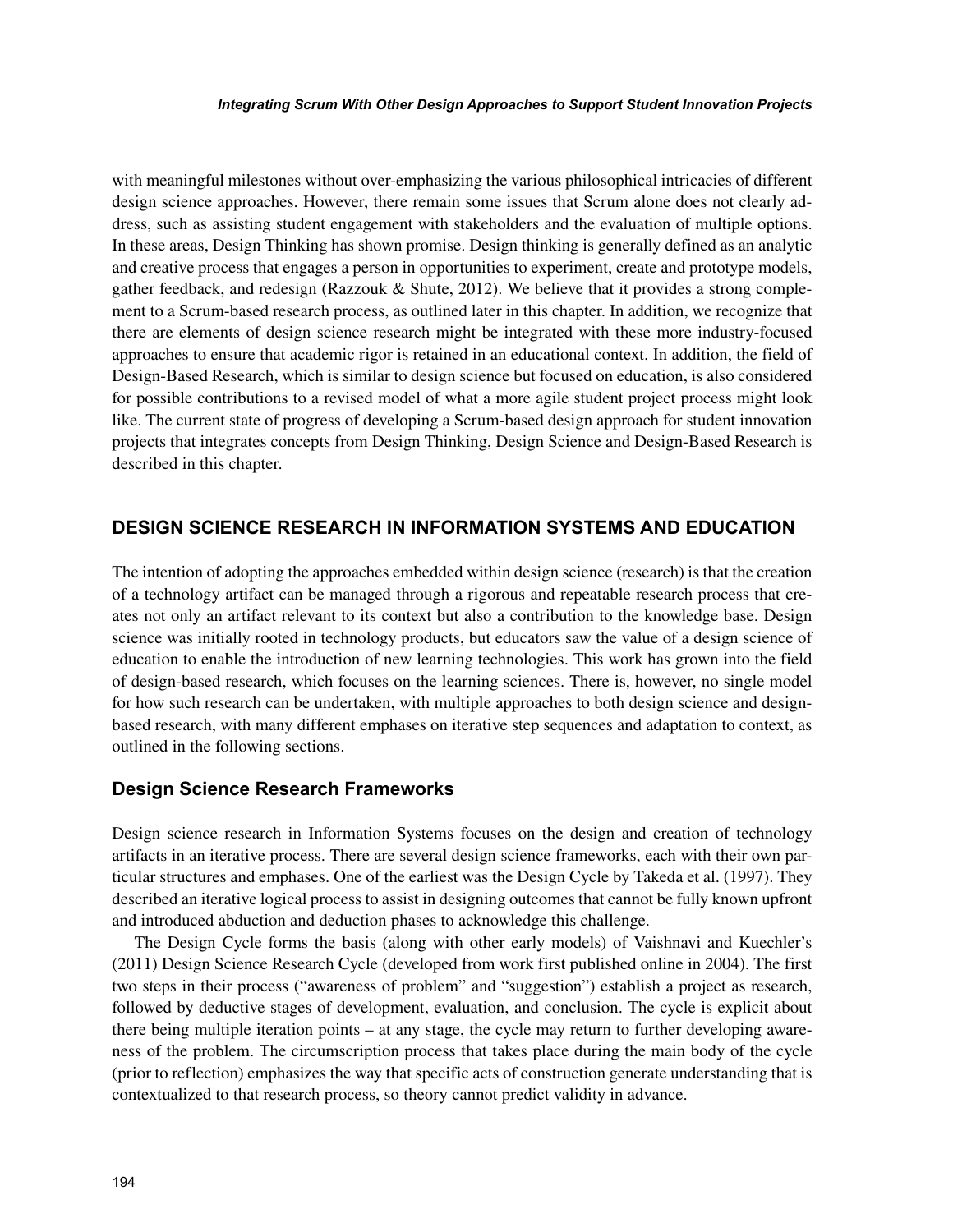with meaningful milestones without over-emphasizing the various philosophical intricacies of different design science approaches. However, there remain some issues that Scrum alone does not clearly address, such as assisting student engagement with stakeholders and the evaluation of multiple options. In these areas, Design Thinking has shown promise. Design thinking is generally defined as an analytic and creative process that engages a person in opportunities to experiment, create and prototype models, gather feedback, and redesign (Razzouk & Shute, 2012). We believe that it provides a strong complement to a Scrum-based research process, as outlined later in this chapter. In addition, we recognize that there are elements of design science research might be integrated with these more industry-focused approaches to ensure that academic rigor is retained in an educational context. In addition, the field of Design-Based Research, which is similar to design science but focused on education, is also considered for possible contributions to a revised model of what a more agile student project process might look like. The current state of progress of developing a Scrum-based design approach for student innovation projects that integrates concepts from Design Thinking, Design Science and Design-Based Research is described in this chapter.

## DESIGN SCIENCE RESEARCH IN INFORMATION SYSTEMS AND EDUCATION

The intention of adopting the approaches embedded within design science (research) is that the creation of a technology artifact can be managed through a rigorous and repeatable research process that creates not only an artifact relevant to its context but also a contribution to the knowledge base. Design science was initially rooted in technology products, but educators saw the value of a design science of education to enable the introduction of new learning technologies. This work has grown into the field of design-based research, which focuses on the learning sciences. There is, however, no single model for how such research can be undertaken, with multiple approaches to both design science and design-based research, with many different emphases on iterative step sequences and adaptation to context, as outlined in the following sections.

### Design Science Research Frameworks

Design science research in Information Systems focuses on the design and creation of technology artifacts in an iterative process. There are several design science frameworks, each with their own particular structures and emphases. One of the earliest was the Design Cycle by Takeda et al. (1997). They described an iterative logical process to assist in designing outcomes that cannot be fully known upfront and introduced abduction and deduction phases to acknowledge this challenge.

The Design Cycle forms the basis (along with other early models) of Vaishnavi and Kuechler's (2011) Design Science Research Cycle (developed from work first published online in 2004). The first two steps in their process ("awareness of problem" and "suggestion") establish a project as research, followed by deductive stages of development, evaluation, and conclusion. The cycle is explicit about there being multiple iteration points – at any stage, the cycle may return to further developing awareness of the problem. The circumscription process that takes place during the main body of the cycle (prior to reflection) emphasizes the way that specific acts of construction generate understanding that is contextualized to that research process, so theory cannot predict validity in advance.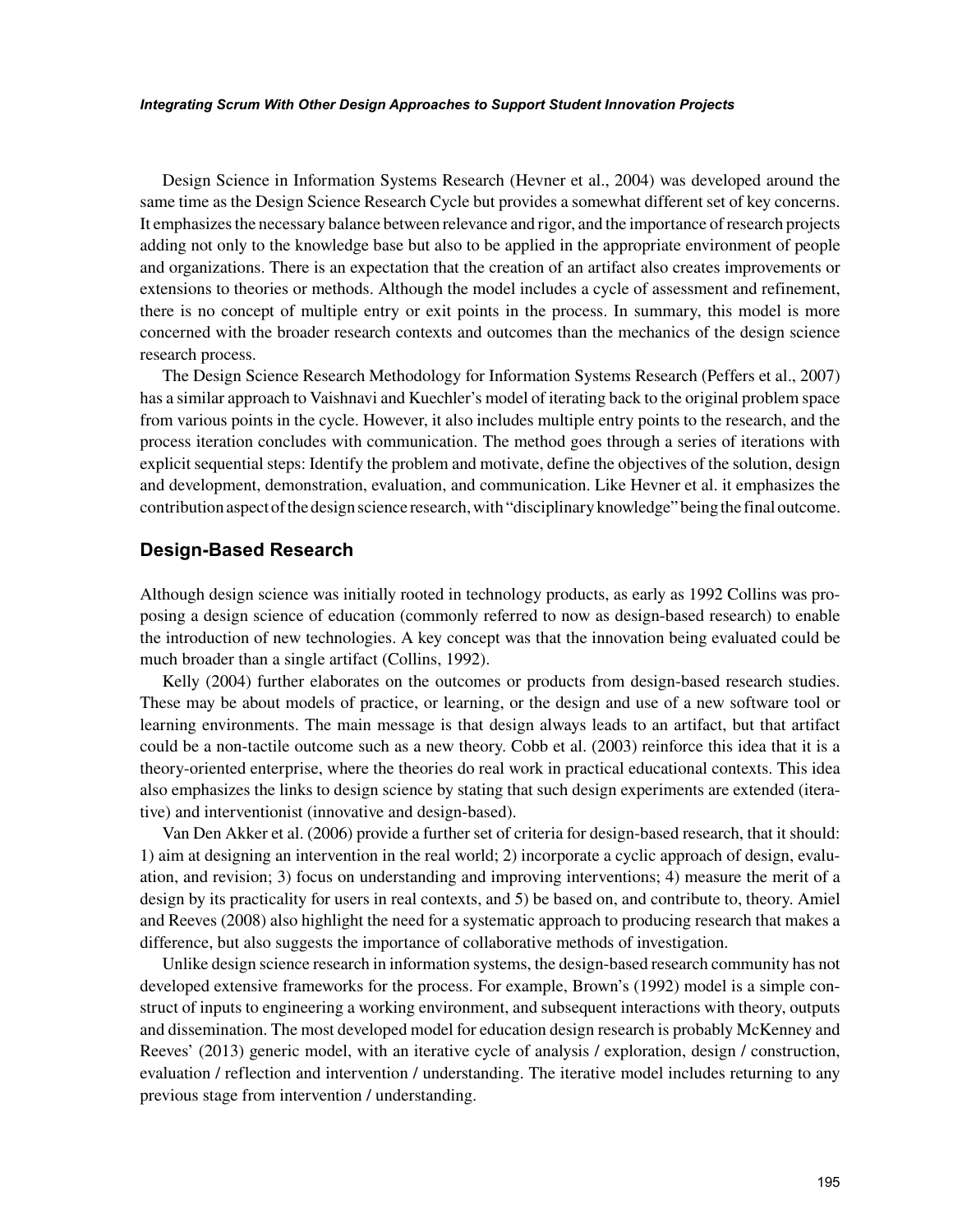Design Science in Information Systems Research (Hevner et al., 2004) was developed around the same time as the Design Science Research Cycle but provides a somewhat different set of key concerns. It emphasizes the necessary balance between relevance and rigor, and the importance of research projects adding not only to the knowledge base but also to be applied in the appropriate environment of people and organizations. There is an expectation that the creation of an artifact also creates improvements or extensions to theories or methods. Although the model includes a cycle of assessment and refinement, there is no concept of multiple entry or exit points in the process. In summary, this model is more concerned with the broader research contexts and outcomes than the mechanics of the design science research process.

The Design Science Research Methodology for Information Systems Research (Peffers et al., 2007) has a similar approach to Vaishnavi and Kuechler's model of iterating back to the original problem space from various points in the cycle. However, it also includes multiple entry points to the research, and the process iteration concludes with communication. The method goes through a series of iterations with explicit sequential steps: Identify the problem and motivate, define the objectives of the solution, design and development, demonstration, evaluation, and communication. Like Hevner et al. it emphasizes the contribution aspect of the design science research, with "disciplinary knowledge" being the final outcome.

## Design-Based Research

Although design science was initially rooted in technology products, as early as 1992 Collins was proposing a design science of education (commonly referred to now as design-based research) to enable the introduction of new technologies. A key concept was that the innovation being evaluated could be much broader than a single artifact (Collins, 1992).

Kelly (2004) further elaborates on the outcomes or products from design-based research studies. These may be about models of practice, or learning, or the design and use of a new software tool or learning environments. The main message is that design always leads to an artifact, but that artifact could be a non-tactile outcome such as a new theory. Cobb et al. (2003) reinforce this idea that it is a theory-oriented enterprise, where the theories do real work in practical educational contexts. This idea also emphasizes the links to design science by stating that such design experiments are extended (iterative) and interventionist (innovative and design-based).

Van Den Akker et al. (2006) provide a further set of criteria for design-based research, that it should: 1) aim at designing an intervention in the real world; 2) incorporate a cyclic approach of design, evaluation, and revision; 3) focus on understanding and improving interventions; 4) measure the merit of a design by its practicality for users in real contexts, and 5) be based on, and contribute to, theory. Amiel and Reeves (2008) also highlight the need for a systematic approach to producing research that makes a difference, but also suggests the importance of collaborative methods of investigation.

Unlike design science research in information systems, the design-based research community has not developed extensive frameworks for the process. For example, Brown's (1992) model is a simple construct of inputs to engineering a working environment, and subsequent interactions with theory, outputs and dissemination. The most developed model for education design research is probably McKenney and Reeves' (2013) generic model, with an iterative cycle of analysis / exploration, design / construction, evaluation / reflection and intervention / understanding. The iterative model includes returning to any previous stage from intervention / understanding.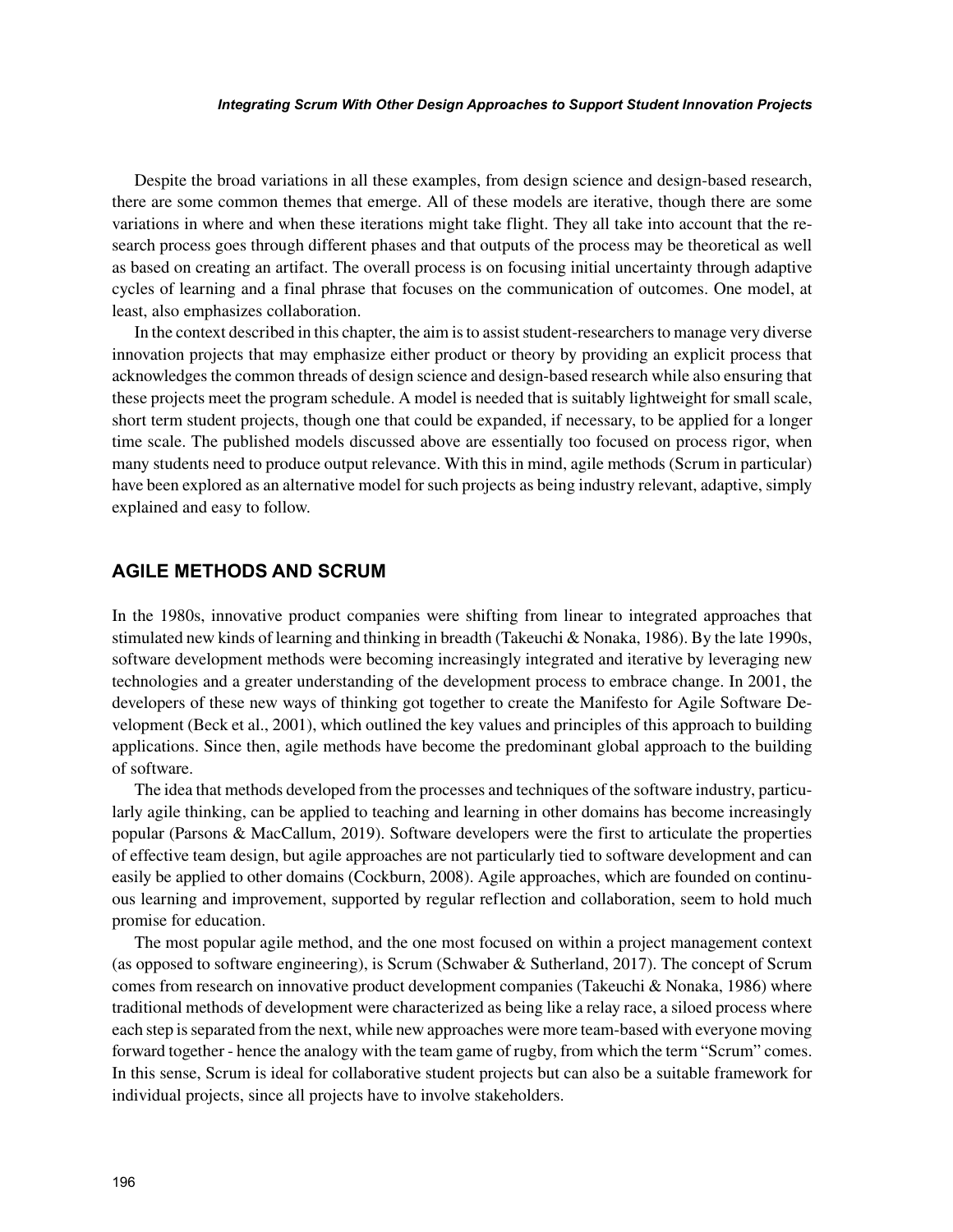Despite the broad variations in all these examples, from design science and design-based research, there are some common themes that emerge. All of these models are iterative, though there are some variations in where and when these iterations might take flight. They all take into account that the research process goes through different phases and that outputs of the process may be theoretical as well as based on creating an artifact. The overall process is on focusing initial uncertainty through adaptive cycles of learning and a final phrase that focuses on the communication of outcomes. One model, at least, also emphasizes collaboration.

In the context described in this chapter, the aim is to assist student-researchers to manage very diverse innovation projects that may emphasize either product or theory by providing an explicit process that acknowledges the common threads of design science and design-based research while also ensuring that these projects meet the program schedule. A model is needed that is suitably lightweight for small scale, short term student projects, though one that could be expanded, if necessary, to be applied for a longer time scale. The published models discussed above are essentially too focused on process rigor, when many students need to produce output relevance. With this in mind, agile methods (Scrum in particular) have been explored as an alternative model for such projects as being industry relevant, adaptive, simply explained and easy to follow.

## AGILE METHODS AND SCRUM

In the 1980s, innovative product companies were shifting from linear to integrated approaches that stimulated new kinds of learning and thinking in breadth (Takeuchi & Nonaka, 1986). By the late 1990s, software development methods were becoming increasingly integrated and iterative by leveraging new technologies and a greater understanding of the development process to embrace change. In 2001, the developers of these new ways of thinking got together to create the Manifesto for Agile Software Development (Beck et al., 2001), which outlined the key values and principles of this approach to building applications. Since then, agile methods have become the predominant global approach to the building of software.

The idea that methods developed from the processes and techniques of the software industry, particularly agile thinking, can be applied to teaching and learning in other domains has become increasingly popular (Parsons & MacCallum, 2019). Software developers were the first to articulate the properties of effective team design, but agile approaches are not particularly tied to software development and can easily be applied to other domains (Cockburn, 2008). Agile approaches, which are founded on continuous learning and improvement, supported by regular reflection and collaboration, seem to hold much promise for education.

The most popular agile method, and the one most focused on within a project management context (as opposed to software engineering), is Scrum (Schwaber & Sutherland, 2017). The concept of Scrum comes from research on innovative product development companies (Takeuchi & Nonaka, 1986) where traditional methods of development were characterized as being like a relay race, a siloed process where each step is separated from the next, while new approaches were more team-based with everyone moving forward together - hence the analogy with the team game of rugby, from which the term "Scrum" comes. In this sense, Scrum is ideal for collaborative student projects but can also be a suitable framework for individual projects, since all projects have to involve stakeholders.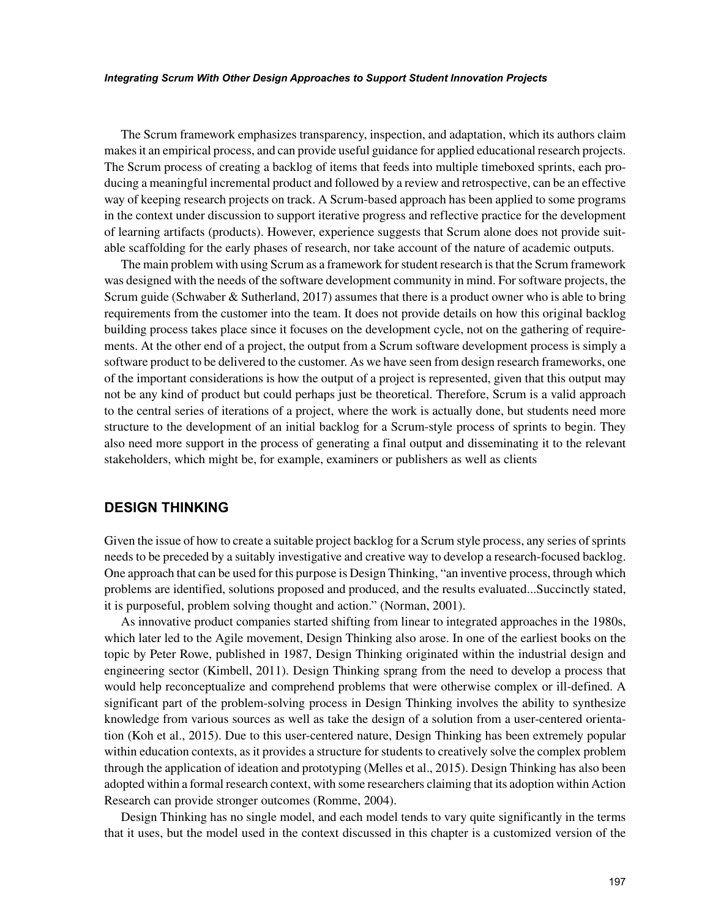The Scrum framework emphasizes transparency, inspection, and adaptation, which its authors claim makes it an empirical process, and can provide useful guidance for applied educational research projects. The Scrum process of creating a backlog of items that feeds into multiple timeboxed sprints, each producing a meaningful incremental product and followed by a review and retrospective, can be an effective way of keeping research projects on track. A Scrum-based approach has been applied to some programs in the context under discussion to support iterative progress and reflective practice for the development of learning artifacts (products). However, experience suggests that Scrum alone does not provide suitable scaffolding for the early phases of research, nor take account of the nature of academic outputs.

The main problem with using Scrum as a framework for student research is that the Scrum framework was designed with the needs of the software development community in mind. For software projects, the Scrum guide (Schwaber & Sutherland, 2017) assumes that there is a product owner who is able to bring requirements from the customer into the team. It does not provide details on how this original backlog building process takes place since it focuses on the development cycle, not on the gathering of requirements. At the other end of a project, the output from a Scrum software development process is simply a software product to be delivered to the customer. As we have seen from design research frameworks, one of the important considerations is how the output of a project is represented, given that this output may not be any kind of product but could perhaps just be theoretical. Therefore, Scrum is a valid approach to the central series of iterations of a project, where the work is actually done, but students need more structure to the development of an initial backlog for a Scrum-style process of sprints to begin. They also need more support in the process of generating a final output and disseminating it to the relevant stakeholders, which might be, for example, examiners or publishers as well as clients

## DESIGN THINKING

Given the issue of how to create a suitable project backlog for a Scrum style process, any series of sprints needs to be preceded by a suitably investigative and creative way to develop a research-focused backlog. One approach that can be used for this purpose is Design Thinking, "an inventive process, through which problems are identified, solutions proposed and produced, and the results evaluated...Succinctly stated, it is purposeful, problem solving thought and action." (Norman, 2001).

As innovative product companies started shifting from linear to integrated approaches in the 1980s, which later led to the Agile movement, Design Thinking also arose. In one of the earliest books on the topic by Peter Rowe, published in 1987, Design Thinking originated within the industrial design and engineering sector (Kimbell, 2011). Design Thinking sprang from the need to develop a process that would help reconceptualize and comprehend problems that were otherwise complex or ill-defined. A significant part of the problem-solving process in Design Thinking involves the ability to synthesize knowledge from various sources as well as take the design of a solution from a user-centered orientation (Koh et al., 2015). Due to this user-centered nature, Design Thinking has been extremely popular within education contexts, as it provides a structure for students to creatively solve the complex problem through the application of ideation and prototyping (Melles et al., 2015). Design Thinking has also been adopted within a formal research context, with some researchers claiming that its adoption within Action Research can provide stronger outcomes (Romme, 2004).

Design Thinking has no single model, and each model tends to vary quite significantly in the terms that it uses, but the model used in the context discussed in this chapter is a customized version of the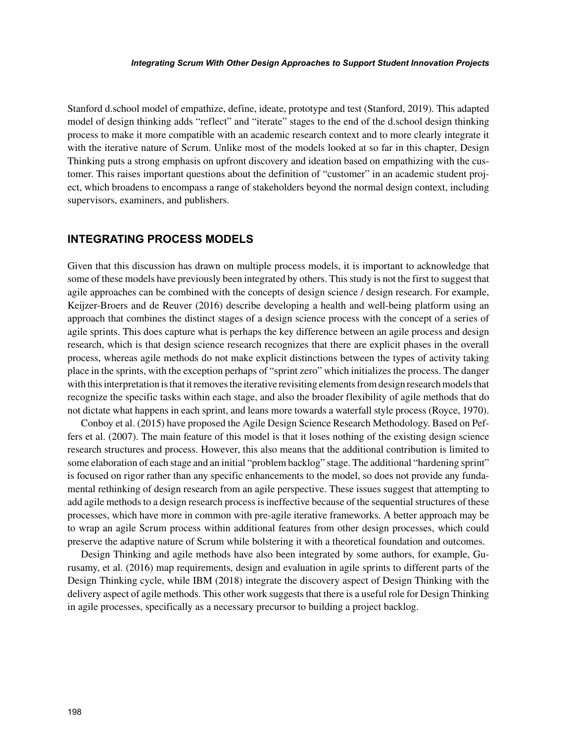Stanford d.school model of empathize, define, ideate, prototype and test (Stanford, 2019). This adapted model of design thinking adds "reflect" and "iterate" stages to the end of the d.school design thinking process to make it more compatible with an academic research context and to more clearly integrate it with the iterative nature of Scrum. Unlike most of the models looked at so far in this chapter, Design Thinking puts a strong emphasis on upfront discovery and ideation based on empathizing with the customer. This raises important questions about the definition of "customer" in an academic student project, which broadens to encompass a range of stakeholders beyond the normal design context, including supervisors, examiners, and publishers.

## INTEGRATING PROCESS MODELS

Given that this discussion has drawn on multiple process models, it is important to acknowledge that some of these models have previously been integrated by others. This study is not the first to suggest that agile approaches can be combined with the concepts of design science / design research. For example, Keijzer-Broers and de Reuver (2016) describe developing a health and well-being platform using an approach that combines the distinct stages of a design science process with the concept of a series of agile sprints. This does capture what is perhaps the key difference between an agile process and design research, which is that design science research recognizes that there are explicit phases in the overall process, whereas agile methods do not make explicit distinctions between the types of activity taking place in the sprints, with the exception perhaps of "sprint zero" which initializes the process. The danger with this interpretation is that it removes the iterative revisiting elements from design research models that recognize the specific tasks within each stage, and also the broader flexibility of agile methods that do not dictate what happens in each sprint, and leans more towards a waterfall style process (Royce, 1970).

Conboy et al. (2015) have proposed the Agile Design Science Research Methodology. Based on Peffers et al. (2007). The main feature of this model is that it loses nothing of the existing design science research structures and process. However, this also means that the additional contribution is limited to some elaboration of each stage and an initial "problem backlog" stage. The additional "hardening sprint" is focused on rigor rather than any specific enhancements to the model, so does not provide any fundamental rethinking of design research from an agile perspective. These issues suggest that attempting to add agile methods to a design research process is ineffective because of the sequential structures of these processes, which have more in common with pre-agile iterative frameworks. A better approach may be to wrap an agile Scrum process within additional features from other design processes, which could preserve the adaptive nature of Scrum while bolstering it with a theoretical foundation and outcomes.

Design Thinking and agile methods have also been integrated by some authors, for example, Gurusamy, et al. (2016) map requirements, design and evaluation in agile sprints to different parts of the Design Thinking cycle, while IBM (2018) integrate the discovery aspect of Design Thinking with the delivery aspect of agile methods. This other work suggests that there is a useful role for Design Thinking in agile processes, specifically as a necessary precursor to building a project backlog.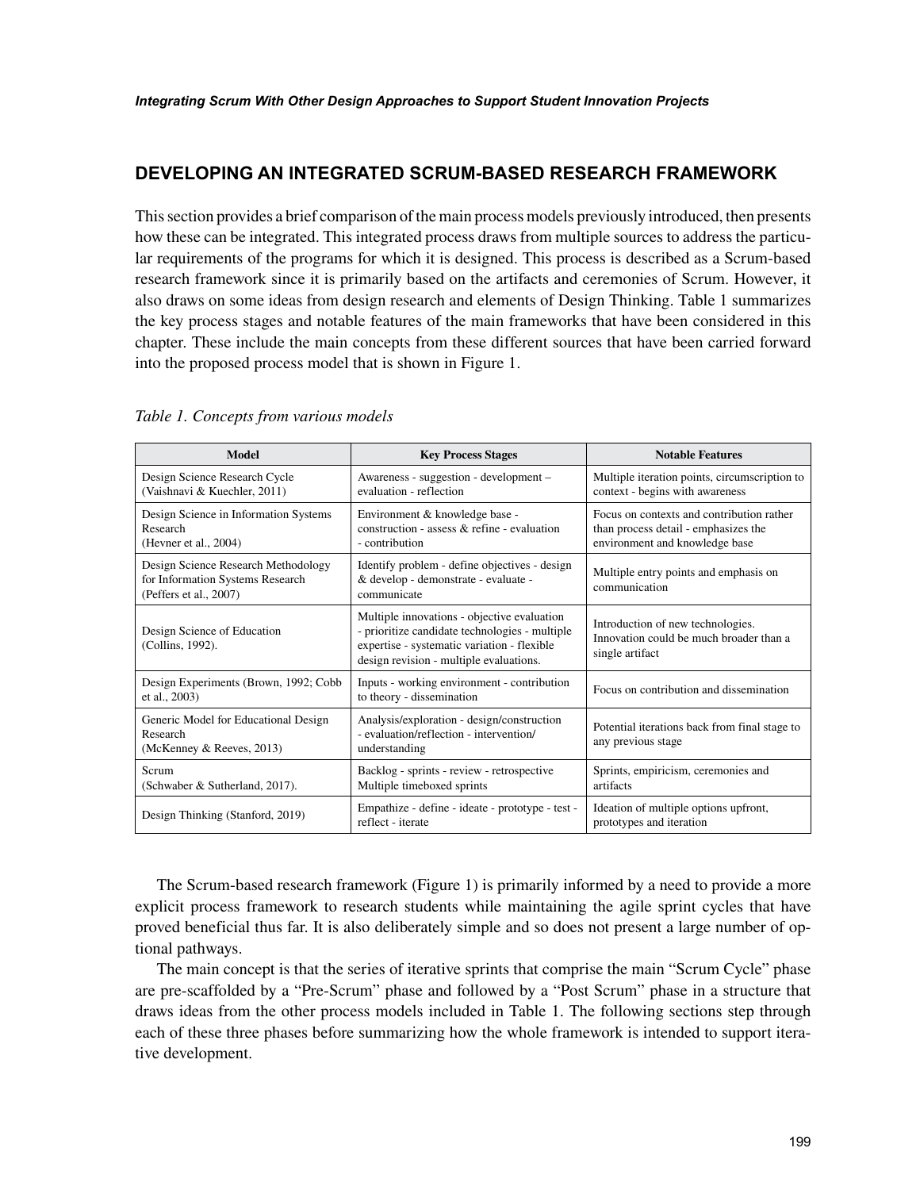## DEVELOPING AN INTEGRATED SCRUM-BASED RESEARCH FRAMEWORK

This section provides a brief comparison of the main process models previously introduced, then presents how these can be integrated. This integrated process draws from multiple sources to address the particular requirements of the programs for which it is designed. This process is described as a Scrum-based research framework since it is primarily based on the artifacts and ceremonies of Scrum. However, it also draws on some ideas from design research and elements of Design Thinking. Table 1 summarizes the key process stages and notable features of the main frameworks that have been considered in this chapter. These include the main concepts from these different sources that have been carried forward into the proposed process model that is shown in Figure 1.

*Table 1. Concepts from various models*

| Model | Key Process Stages | Notable Features |
|---|---|---|
| Design Science Research Cycle (Vaishnavi & Kuechler, 2011) | Awareness - suggestion - development – evaluation - reflection | Multiple iteration points, circumscription to context - begins with awareness |
| Design Science in Information Systems Research (Hevner et al., 2004) | Environment & knowledge base - construction - assess & refine - evaluation - contribution | Focus on contexts and contribution rather than process detail - emphasizes the environment and knowledge base |
| Design Science Research Methodology for Information Systems Research (Peffers et al., 2007) | Identify problem - define objectives - design & develop - demonstrate - evaluate - communicate | Multiple entry points and emphasis on communication |
| Design Science of Education (Collins, 1992). | Multiple innovations - objective evaluation - prioritize candidate technologies - multiple expertise - systematic variation - flexible design revision - multiple evaluations. | Introduction of new technologies. Innovation could be much broader than a single artifact |
| Design Experiments (Brown, 1992; Cobb et al., 2003) | Inputs - working environment - contribution to theory - dissemination | Focus on contribution and dissemination |
| Generic Model for Educational Design Research (McKenney & Reeves, 2013) | Analysis/exploration - design/construction - evaluation/reflection - intervention/understanding | Potential iterations back from final stage to any previous stage |
| Scrum (Schwaber & Sutherland, 2017). | Backlog - sprints - review - retrospective Multiple timeboxed sprints | Sprints, empiricism, ceremonies and artifacts |
| Design Thinking (Stanford, 2019) | Empathize - define - ideate - prototype - test - reflect - iterate | Ideation of multiple options upfront, prototypes and iteration |

The Scrum-based research framework (Figure 1) is primarily informed by a need to provide a more explicit process framework to research students while maintaining the agile sprint cycles that have proved beneficial thus far. It is also deliberately simple and so does not present a large number of optional pathways.

The main concept is that the series of iterative sprints that comprise the main "Scrum Cycle" phase are pre-scaffolded by a "Pre-Scrum" phase and followed by a "Post Scrum" phase in a structure that draws ideas from the other process models included in Table 1. The following sections step through each of these three phases before summarizing how the whole framework is intended to support iterative development.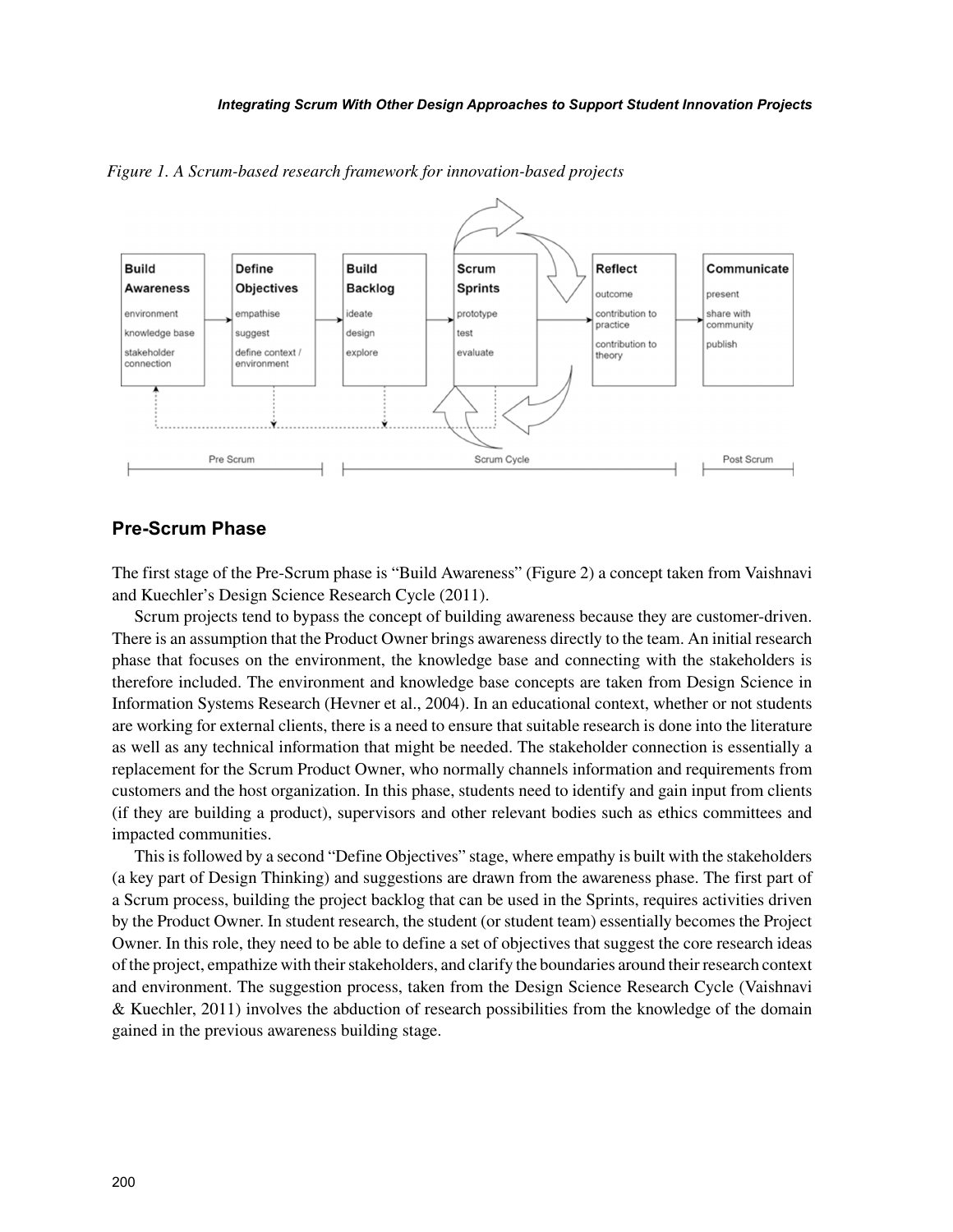*Figure 1. A Scrum-based research framework for innovation-based projects*

## Pre-Scrum Phase

The first stage of the Pre-Scrum phase is "Build Awareness" (Figure 2) a concept taken from Vaishnavi and Kuechler's Design Science Research Cycle (2011).

Scrum projects tend to bypass the concept of building awareness because they are customer-driven. There is an assumption that the Product Owner brings awareness directly to the team. An initial research phase that focuses on the environment, the knowledge base and connecting with the stakeholders is therefore included. The environment and knowledge base concepts are taken from Design Science in Information Systems Research (Hevner et al., 2004). In an educational context, whether or not students are working for external clients, there is a need to ensure that suitable research is done into the literature as well as any technical information that might be needed. The stakeholder connection is essentially a replacement for the Scrum Product Owner, who normally channels information and requirements from customers and the host organization. In this phase, students need to identify and gain input from clients (if they are building a product), supervisors and other relevant bodies such as ethics committees and impacted communities.

This is followed by a second "Define Objectives" stage, where empathy is built with the stakeholders (a key part of Design Thinking) and suggestions are drawn from the awareness phase. The first part of a Scrum process, building the project backlog that can be used in the Sprints, requires activities driven by the Product Owner. In student research, the student (or student team) essentially becomes the Project Owner. In this role, they need to be able to define a set of objectives that suggest the core research ideas of the project, empathize with their stakeholders, and clarify the boundaries around their research context and environment. The suggestion process, taken from the Design Science Research Cycle (Vaishnavi & Kuechler, 2011) involves the abduction of research possibilities from the knowledge of the domain gained in the previous awareness building stage.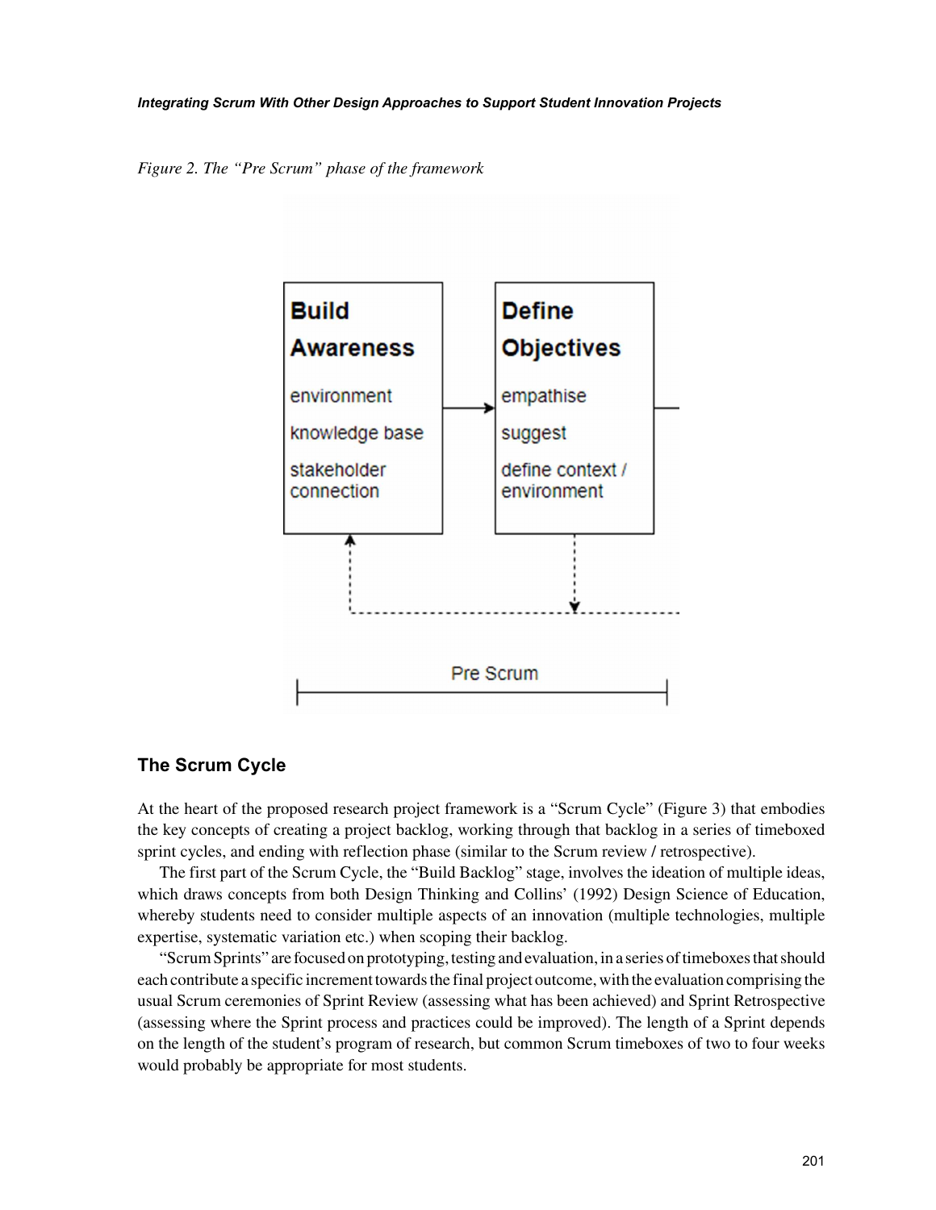*Figure 2. The "Pre Scrum" phase of the framework*

## The Scrum Cycle

At the heart of the proposed research project framework is a "Scrum Cycle" (Figure 3) that embodies the key concepts of creating a project backlog, working through that backlog in a series of timeboxed sprint cycles, and ending with reflection phase (similar to the Scrum review / retrospective).

The first part of the Scrum Cycle, the "Build Backlog" stage, involves the ideation of multiple ideas, which draws concepts from both Design Thinking and Collins' (1992) Design Science of Education, whereby students need to consider multiple aspects of an innovation (multiple technologies, multiple expertise, systematic variation etc.) when scoping their backlog.

"Scrum Sprints" are focused on prototyping, testing and evaluation, in a series of timeboxes that should each contribute a specific increment towards the final project outcome, with the evaluation comprising the usual Scrum ceremonies of Sprint Review (assessing what has been achieved) and Sprint Retrospective (assessing where the Sprint process and practices could be improved). The length of a Sprint depends on the length of the student's program of research, but common Scrum timeboxes of two to four weeks would probably be appropriate for most students.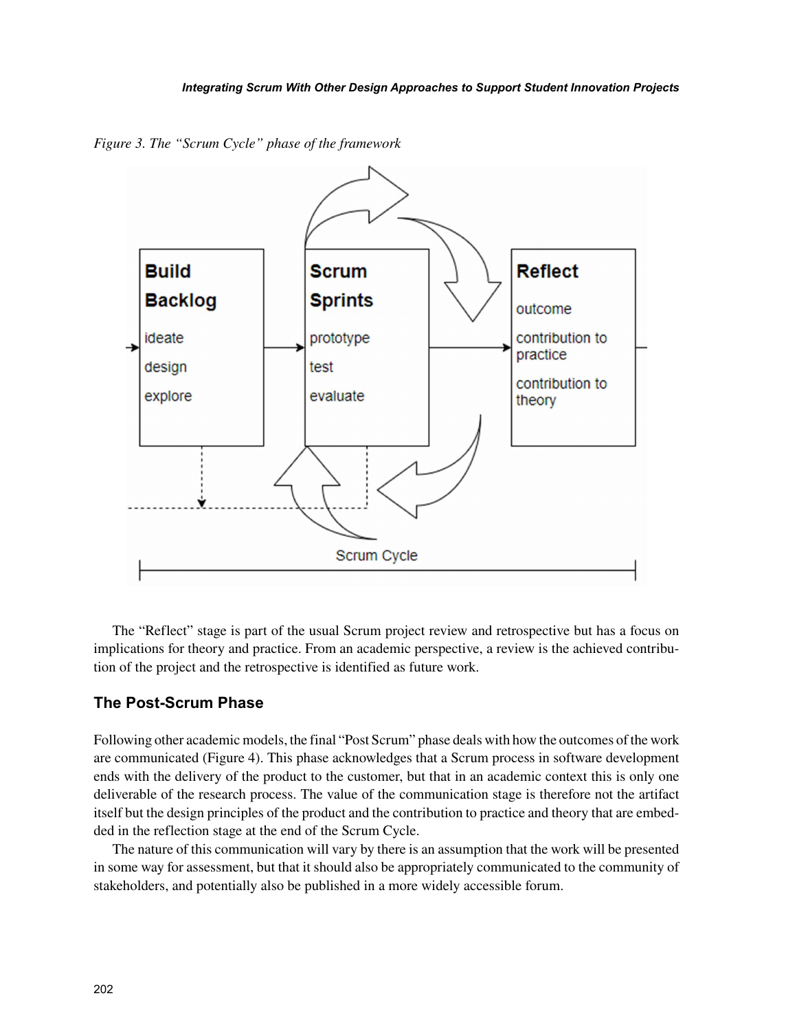*Figure 3. The "Scrum Cycle" phase of the framework*

The "Reflect" stage is part of the usual Scrum project review and retrospective but has a focus on implications for theory and practice. From an academic perspective, a review is the achieved contribution of the project and the retrospective is identified as future work.

## The Post-Scrum Phase

Following other academic models, the final "Post Scrum" phase deals with how the outcomes of the work are communicated (Figure 4). This phase acknowledges that a Scrum process in software development ends with the delivery of the product to the customer, but that in an academic context this is only one deliverable of the research process. The value of the communication stage is therefore not the artifact itself but the design principles of the product and the contribution to practice and theory that are embedded in the reflection stage at the end of the Scrum Cycle.

The nature of this communication will vary by there is an assumption that the work will be presented in some way for assessment, but that it should also be appropriately communicated to the community of stakeholders, and potentially also be published in a more widely accessible forum.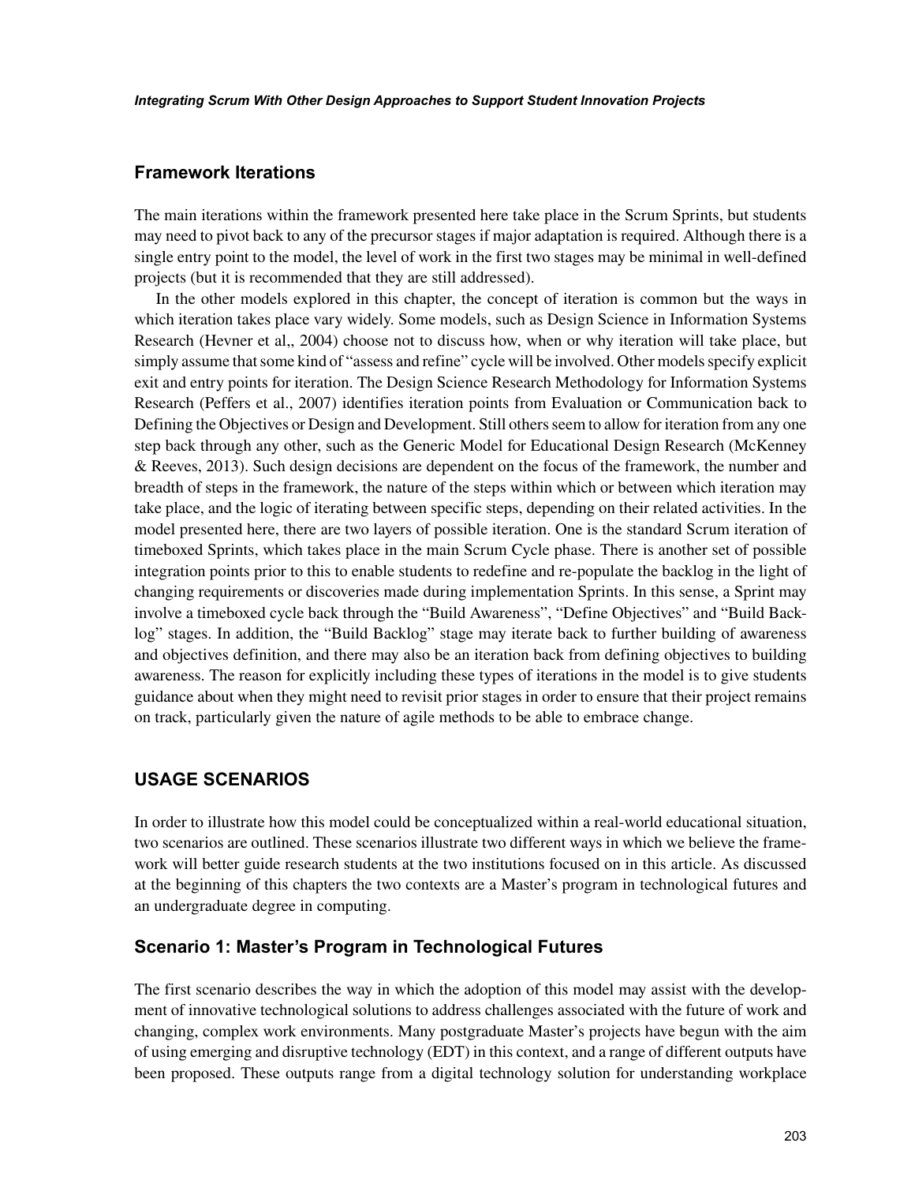## Framework Iterations

The main iterations within the framework presented here take place in the Scrum Sprints, but students may need to pivot back to any of the precursor stages if major adaptation is required. Although there is a single entry point to the model, the level of work in the first two stages may be minimal in well-defined projects (but it is recommended that they are still addressed).

In the other models explored in this chapter, the concept of iteration is common but the ways in which iteration takes place vary widely. Some models, such as Design Science in Information Systems Research (Hevner et al,, 2004) choose not to discuss how, when or why iteration will take place, but simply assume that some kind of "assess and refine" cycle will be involved. Other models specify explicit exit and entry points for iteration. The Design Science Research Methodology for Information Systems Research (Peffers et al., 2007) identifies iteration points from Evaluation or Communication back to Defining the Objectives or Design and Development. Still others seem to allow for iteration from any one step back through any other, such as the Generic Model for Educational Design Research (McKenney & Reeves, 2013). Such design decisions are dependent on the focus of the framework, the number and breadth of steps in the framework, the nature of the steps within which or between which iteration may take place, and the logic of iterating between specific steps, depending on their related activities. In the model presented here, there are two layers of possible iteration. One is the standard Scrum iteration of timeboxed Sprints, which takes place in the main Scrum Cycle phase. There is another set of possible integration points prior to this to enable students to redefine and re-populate the backlog in the light of changing requirements or discoveries made during implementation Sprints. In this sense, a Sprint may involve a timeboxed cycle back through the "Build Awareness", "Define Objectives" and "Build Backlog" stages. In addition, the "Build Backlog" stage may iterate back to further building of awareness and objectives definition, and there may also be an iteration back from defining objectives to building awareness. The reason for explicitly including these types of iterations in the model is to give students guidance about when they might need to revisit prior stages in order to ensure that their project remains on track, particularly given the nature of agile methods to be able to embrace change.

# USAGE SCENARIOS

In order to illustrate how this model could be conceptualized within a real-world educational situation, two scenarios are outlined. These scenarios illustrate two different ways in which we believe the framework will better guide research students at the two institutions focused on in this article. As discussed at the beginning of this chapters the two contexts are a Master's program in technological futures and an undergraduate degree in computing.

## Scenario 1: Master's Program in Technological Futures

The first scenario describes the way in which the adoption of this model may assist with the development of innovative technological solutions to address challenges associated with the future of work and changing, complex work environments. Many postgraduate Master's projects have begun with the aim of using emerging and disruptive technology (EDT) in this context, and a range of different outputs have been proposed. These outputs range from a digital technology solution for understanding workplace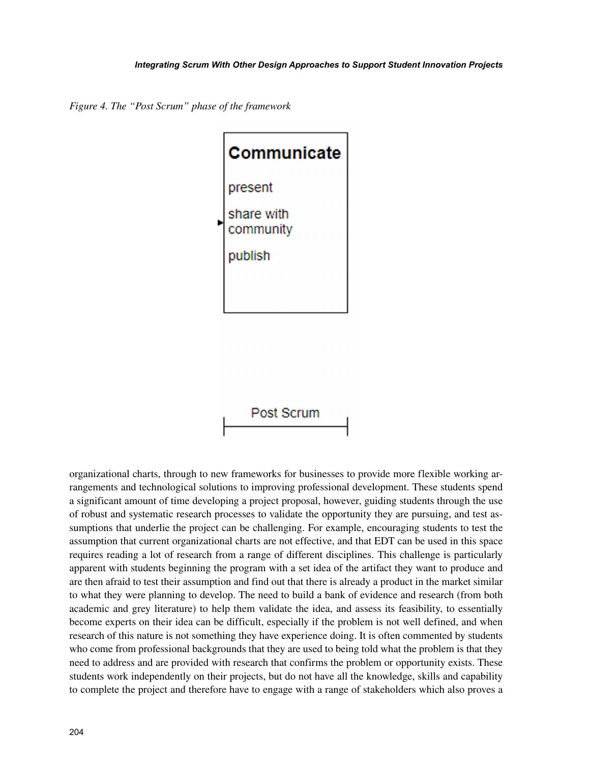*Figure 4. The "Post Scrum" phase of the framework*

organizational charts, through to new frameworks for businesses to provide more flexible working arrangements and technological solutions to improving professional development. These students spend a significant amount of time developing a project proposal, however, guiding students through the use of robust and systematic research processes to validate the opportunity they are pursuing, and test assumptions that underlie the project can be challenging. For example, encouraging students to test the assumption that current organizational charts are not effective, and that EDT can be used in this space requires reading a lot of research from a range of different disciplines. This challenge is particularly apparent with students beginning the program with a set idea of the artifact they want to produce and are then afraid to test their assumption and find out that there is already a product in the market similar to what they were planning to develop. The need to build a bank of evidence and research (from both academic and grey literature) to help them validate the idea, and assess its feasibility, to essentially become experts on their idea can be difficult, especially if the problem is not well defined, and when research of this nature is not something they have experience doing. It is often commented by students who come from professional backgrounds that they are used to being told what the problem is that they need to address and are provided with research that confirms the problem or opportunity exists. These students work independently on their projects, but do not have all the knowledge, skills and capability to complete the project and therefore have to engage with a range of stakeholders which also proves a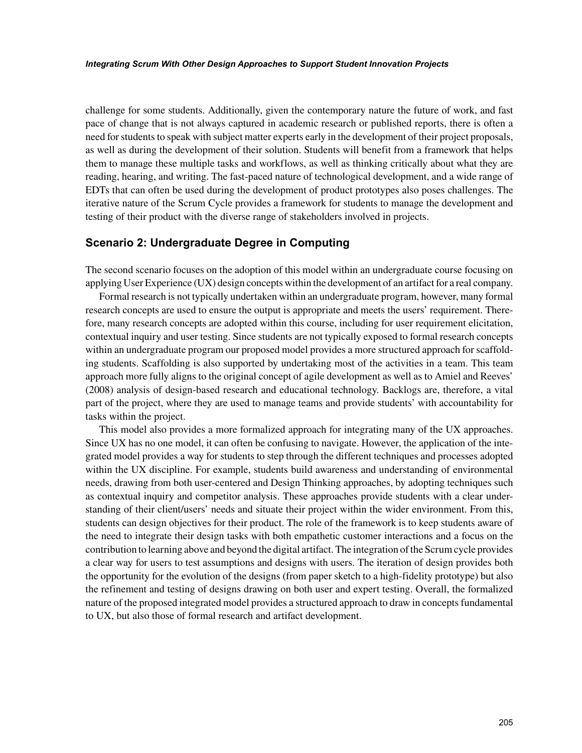challenge for some students. Additionally, given the contemporary nature the future of work, and fast pace of change that is not always captured in academic research or published reports, there is often a need for students to speak with subject matter experts early in the development of their project proposals, as well as during the development of their solution. Students will benefit from a framework that helps them to manage these multiple tasks and workflows, as well as thinking critically about what they are reading, hearing, and writing. The fast-paced nature of technological development, and a wide range of EDTs that can often be used during the development of product prototypes also poses challenges. The iterative nature of the Scrum Cycle provides a framework for students to manage the development and testing of their product with the diverse range of stakeholders involved in projects.

## Scenario 2: Undergraduate Degree in Computing

The second scenario focuses on the adoption of this model within an undergraduate course focusing on applying User Experience (UX) design concepts within the development of an artifact for a real company.

Formal research is not typically undertaken within an undergraduate program, however, many formal research concepts are used to ensure the output is appropriate and meets the users' requirement. Therefore, many research concepts are adopted within this course, including for user requirement elicitation, contextual inquiry and user testing. Since students are not typically exposed to formal research concepts within an undergraduate program our proposed model provides a more structured approach for scaffolding students. Scaffolding is also supported by undertaking most of the activities in a team. This team approach more fully aligns to the original concept of agile development as well as to Amiel and Reeves' (2008) analysis of design-based research and educational technology. Backlogs are, therefore, a vital part of the project, where they are used to manage teams and provide students' with accountability for tasks within the project.

This model also provides a more formalized approach for integrating many of the UX approaches. Since UX has no one model, it can often be confusing to navigate. However, the application of the integrated model provides a way for students to step through the different techniques and processes adopted within the UX discipline. For example, students build awareness and understanding of environmental needs, drawing from both user-centered and Design Thinking approaches, by adopting techniques such as contextual inquiry and competitor analysis. These approaches provide students with a clear understanding of their client/users' needs and situate their project within the wider environment. From this, students can design objectives for their product. The role of the framework is to keep students aware of the need to integrate their design tasks with both empathetic customer interactions and a focus on the contribution to learning above and beyond the digital artifact. The integration of the Scrum cycle provides a clear way for users to test assumptions and designs with users. The iteration of design provides both the opportunity for the evolution of the designs (from paper sketch to a high-fidelity prototype) but also the refinement and testing of designs drawing on both user and expert testing. Overall, the formalized nature of the proposed integrated model provides a structured approach to draw in concepts fundamental to UX, but also those of formal research and artifact development.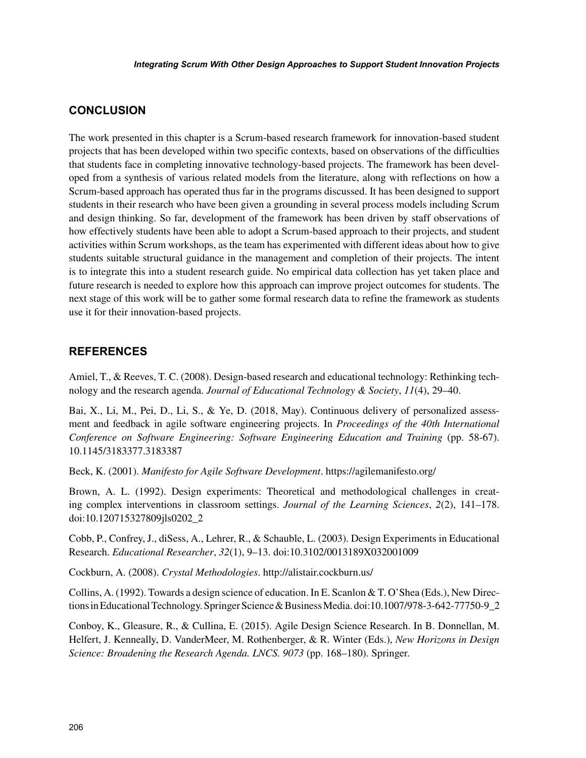## CONCLUSION

The work presented in this chapter is a Scrum-based research framework for innovation-based student projects that has been developed within two specific contexts, based on observations of the difficulties that students face in completing innovative technology-based projects. The framework has been developed from a synthesis of various related models from the literature, along with reflections on how a Scrum-based approach has operated thus far in the programs discussed. It has been designed to support students in their research who have been given a grounding in several process models including Scrum and design thinking. So far, development of the framework has been driven by staff observations of how effectively students have been able to adopt a Scrum-based approach to their projects, and student activities within Scrum workshops, as the team has experimented with different ideas about how to give students suitable structural guidance in the management and completion of their projects. The intent is to integrate this into a student research guide. No empirical data collection has yet taken place and future research is needed to explore how this approach can improve project outcomes for students. The next stage of this work will be to gather some formal research data to refine the framework as students use it for their innovation-based projects.

## REFERENCES

Amiel, T., & Reeves, T. C. (2008). Design-based research and educational technology: Rethinking technology and the research agenda. *Journal of Educational Technology & Society*, *11*(4), 29–40.

Bai, X., Li, M., Pei, D., Li, S., & Ye, D. (2018, May). Continuous delivery of personalized assessment and feedback in agile software engineering projects. In *Proceedings of the 40th International Conference on Software Engineering: Software Engineering Education and Training* (pp. 58-67). 10.1145/3183377.3183387

Beck, K. (2001). *Manifesto for Agile Software Development*. https://agilemanifesto.org/

Brown, A. L. (1992). Design experiments: Theoretical and methodological challenges in creating complex interventions in classroom settings. *Journal of the Learning Sciences*, *2*(2), 141–178. doi:10.120715327809jls0202_2

Cobb, P., Confrey, J., diSess, A., Lehrer, R., & Schauble, L. (2003). Design Experiments in Educational Research. *Educational Researcher*, *32*(1), 9–13. doi:10.3102/0013189X032001009

Cockburn, A. (2008). *Crystal Methodologies*. http://alistair.cockburn.us/

Collins, A. (1992). Towards a design science of education. In E. Scanlon & T. O'Shea (Eds.), New Directions in Educational Technology. Springer Science & Business Media. doi:10.1007/978-3-642-77750-9_2

Conboy, K., Gleasure, R., & Cullina, E. (2015). Agile Design Science Research. In B. Donnellan, M. Helfert, J. Kenneally, D. VanderMeer, M. Rothenberger, & R. Winter (Eds.), *New Horizons in Design Science: Broadening the Research Agenda. LNCS. 9073* (pp. 168–180). Springer.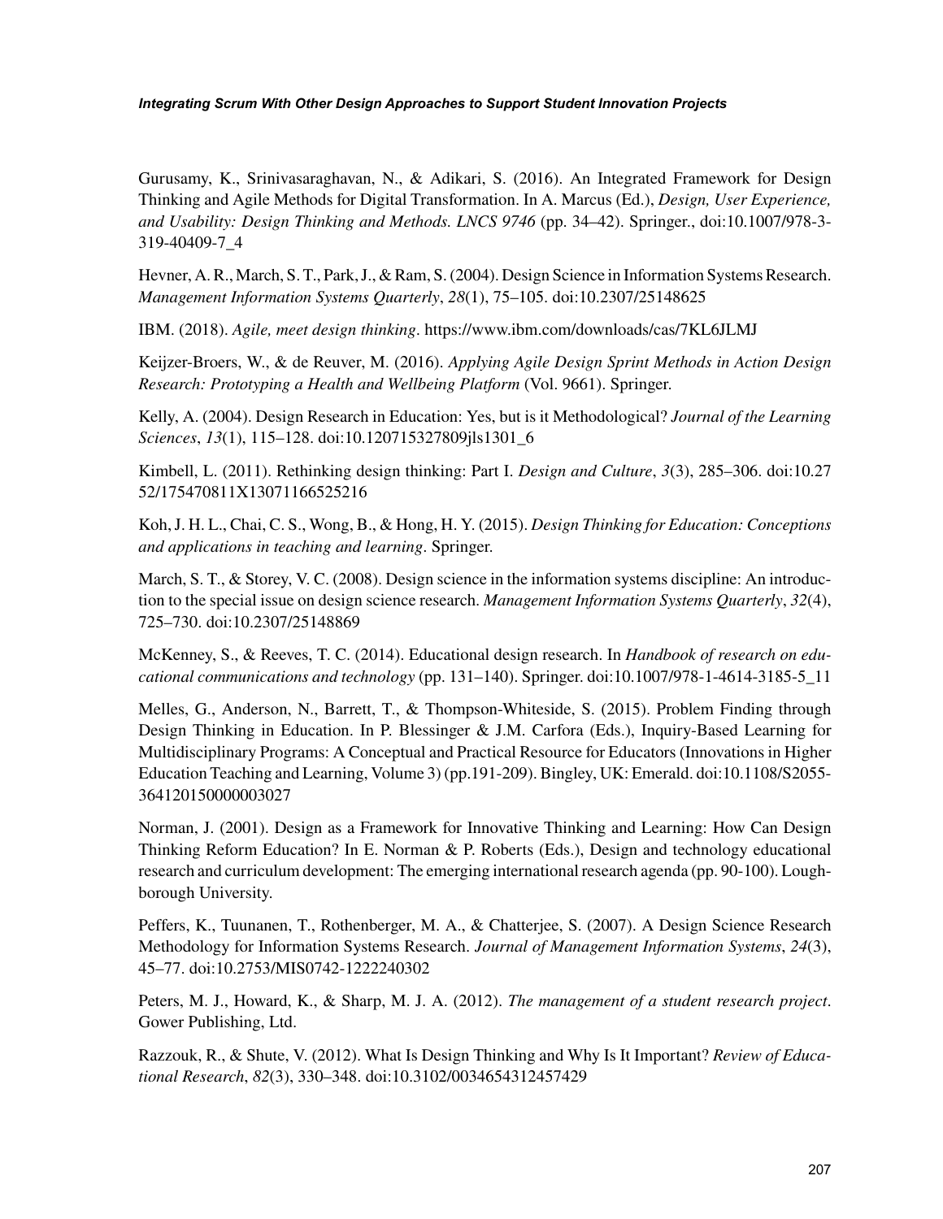Gurusamy, K., Srinivasaraghavan, N., & Adikari, S. (2016). An Integrated Framework for Design Thinking and Agile Methods for Digital Transformation. In A. Marcus (Ed.), *Design, User Experience, and Usability: Design Thinking and Methods. LNCS 9746* (pp. 34–42). Springer., doi:10.1007/978-3-319-40409-7_4

Hevner, A. R., March, S. T., Park, J., & Ram, S. (2004). Design Science in Information Systems Research. *Management Information Systems Quarterly*, *28*(1), 75–105. doi:10.2307/25148625

IBM. (2018). *Agile, meet design thinking*. https://www.ibm.com/downloads/cas/7KL6JLMJ

Keijzer-Broers, W., & de Reuver, M. (2016). *Applying Agile Design Sprint Methods in Action Design Research: Prototyping a Health and Wellbeing Platform* (Vol. 9661). Springer.

Kelly, A. (2004). Design Research in Education: Yes, but is it Methodological? *Journal of the Learning Sciences*, *13*(1), 115–128. doi:10.120715327809jls1301_6

Kimbell, L. (2011). Rethinking design thinking: Part I. *Design and Culture*, *3*(3), 285–306. doi:10.2752/175470811X13071166525216

Koh, J. H. L., Chai, C. S., Wong, B., & Hong, H. Y. (2015). *Design Thinking for Education: Conceptions and applications in teaching and learning*. Springer.

March, S. T., & Storey, V. C. (2008). Design science in the information systems discipline: An introduction to the special issue on design science research. *Management Information Systems Quarterly*, *32*(4), 725–730. doi:10.2307/25148869

McKenney, S., & Reeves, T. C. (2014). Educational design research. In *Handbook of research on educational communications and technology* (pp. 131–140). Springer. doi:10.1007/978-1-4614-3185-5_11

Melles, G., Anderson, N., Barrett, T., & Thompson-Whiteside, S. (2015). Problem Finding through Design Thinking in Education. In P. Blessinger & J.M. Carfora (Eds.), Inquiry-Based Learning for Multidisciplinary Programs: A Conceptual and Practical Resource for Educators (Innovations in Higher Education Teaching and Learning, Volume 3) (pp.191-209). Bingley, UK: Emerald. doi:10.1108/S2055-364120150000003027

Norman, J. (2001). Design as a Framework for Innovative Thinking and Learning: How Can Design Thinking Reform Education? In E. Norman & P. Roberts (Eds.), Design and technology educational research and curriculum development: The emerging international research agenda (pp. 90-100). Loughborough University.

Peffers, K., Tuunanen, T., Rothenberger, M. A., & Chatterjee, S. (2007). A Design Science Research Methodology for Information Systems Research. *Journal of Management Information Systems*, *24*(3), 45–77. doi:10.2753/MIS0742-1222240302

Peters, M. J., Howard, K., & Sharp, M. J. A. (2012). *The management of a student research project*. Gower Publishing, Ltd.

Razzouk, R., & Shute, V. (2012). What Is Design Thinking and Why Is It Important? *Review of Educational Research*, *82*(3), 330–348. doi:10.3102/0034654312457429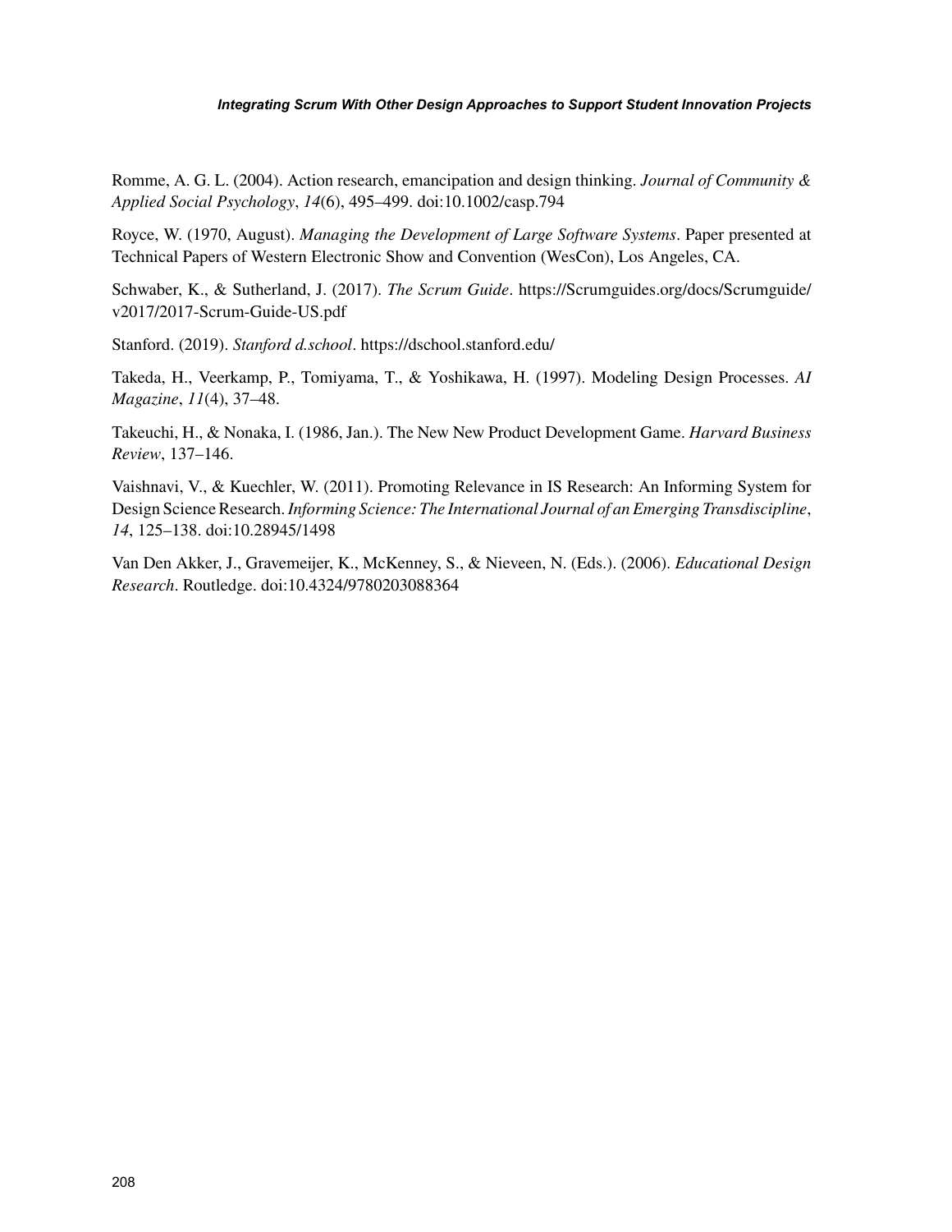Romme, A. G. L. (2004). Action research, emancipation and design thinking. *Journal of Community & Applied Social Psychology*, *14*(6), 495–499. doi:10.1002/casp.794

Royce, W. (1970, August). *Managing the Development of Large Software Systems*. Paper presented at Technical Papers of Western Electronic Show and Convention (WesCon), Los Angeles, CA.

Schwaber, K., & Sutherland, J. (2017). *The Scrum Guide*. https://Scrumguides.org/docs/Scrumguide/v2017/2017-Scrum-Guide-US.pdf

Stanford. (2019). *Stanford d.school*. https://dschool.stanford.edu/

Takeda, H., Veerkamp, P., Tomiyama, T., & Yoshikawa, H. (1997). Modeling Design Processes. *AI Magazine*, *11*(4), 37–48.

Takeuchi, H., & Nonaka, I. (1986, Jan.). The New New Product Development Game. *Harvard Business Review*, 137–146.

Vaishnavi, V., & Kuechler, W. (2011). Promoting Relevance in IS Research: An Informing System for Design Science Research. *Informing Science: The International Journal of an Emerging Transdiscipline*, *14*, 125–138. doi:10.28945/1498

Van Den Akker, J., Gravemeijer, K., McKenney, S., & Nieveen, N. (Eds.). (2006). *Educational Design Research*. Routledge. doi:10.4324/9780203088364